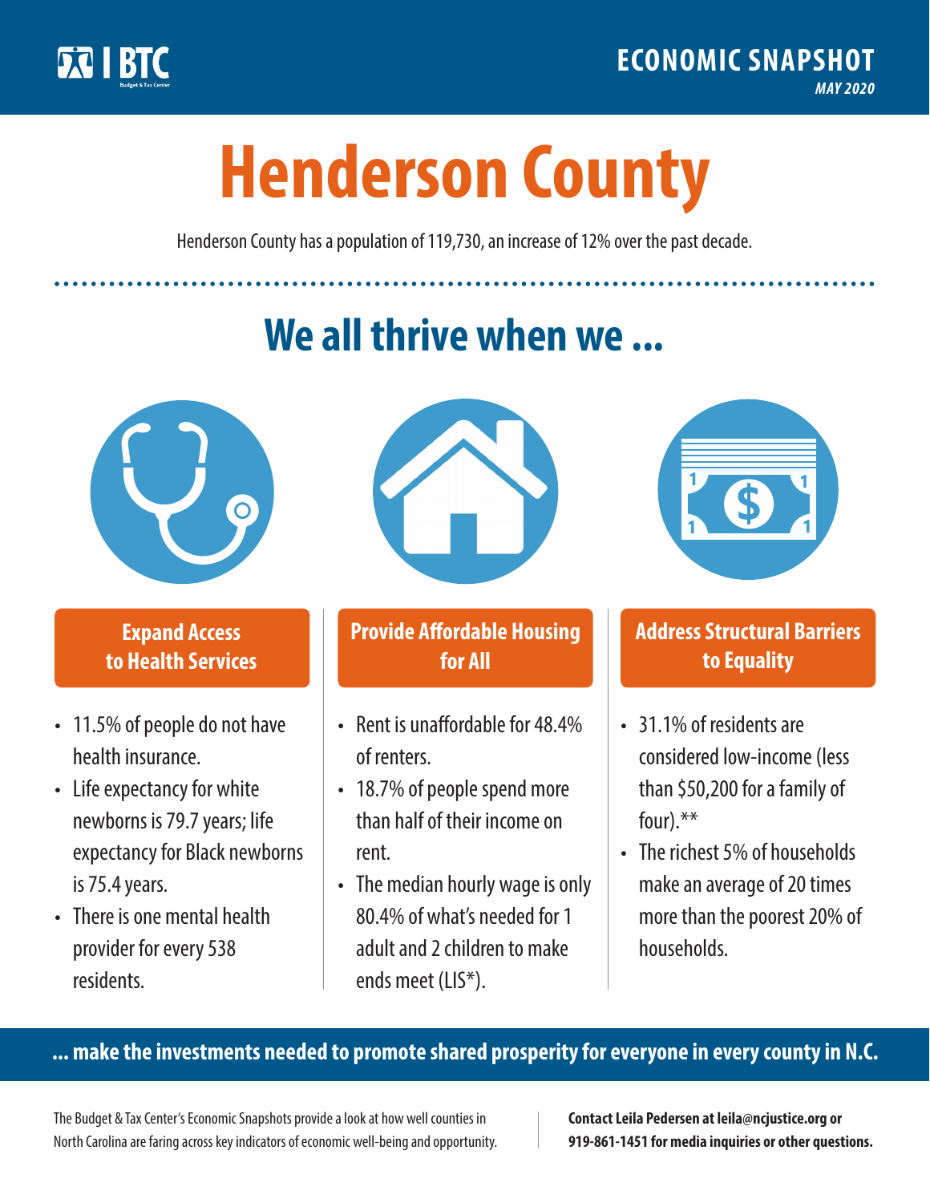BTC Budget & Tax Center

**ECONOMIC SNAPSHOT**
*MAY 2020*

# Henderson County

Henderson County has a population of 119,730, an increase of 12% over the past decade.

## We all thrive when we ...

### Expand Access to Health Services

- 11.5% of people do not have health insurance.
- Life expectancy for white newborns is 79.7 years; life expectancy for Black newborns is 75.4 years.
- There is one mental health provider for every 538 residents.

### Provide Affordable Housing for All

- Rent is unaffordable for 48.4% of renters.
- 18.7% of people spend more than half of their income on rent.
- The median hourly wage is only 80.4% of what's needed for 1 adult and 2 children to make ends meet (LIS*).

### Address Structural Barriers to Equality

- 31.1% of residents are considered low-income (less than $50,200 for a family of four).**
- The richest 5% of households make an average of 20 times more than the poorest 20% of households.

**... make the investments needed to promote shared prosperity for everyone in every county in N.C.**

The Budget & Tax Center's Economic Snapshots provide a look at how well counties in North Carolina are faring across key indicators of economic well-being and opportunity.

**Contact Leila Pedersen at leila@ncjustice.org or 919-861-1451 for media inquiries or other questions.**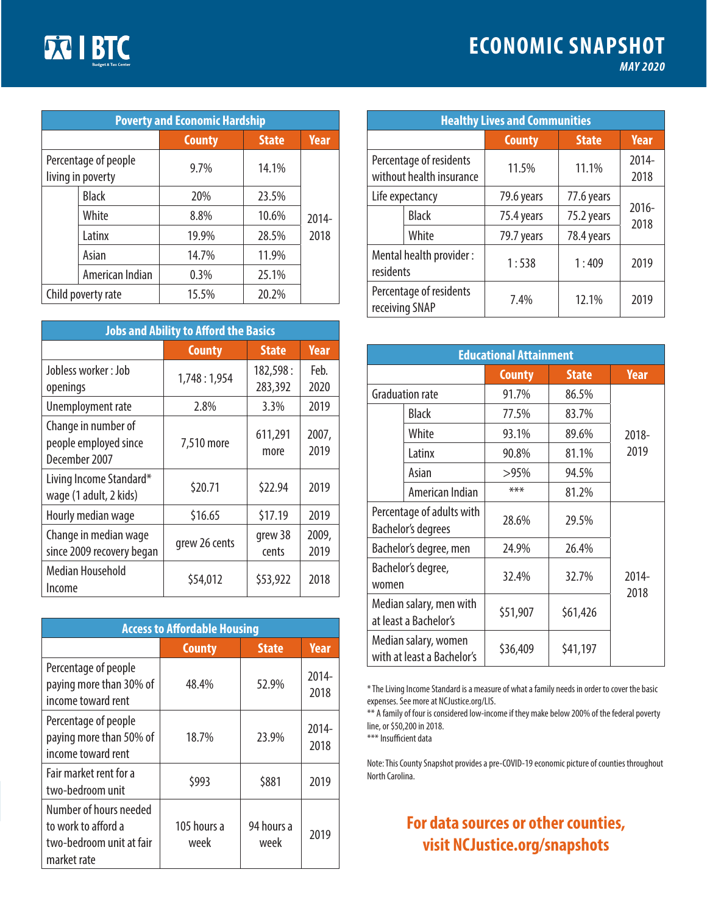BTC Budget & Tax Center

# ECONOMIC SNAPSHOT

*MAY 2020*

## Poverty and Economic Hardship

| | | County | State | Year |
|---|---|---|---|---|
| Percentage of people living in poverty | | 9.7% | 14.1% | 2014-2018 |
| | Black | 20% | 23.5% | |
| | White | 8.8% | 10.6% | |
| | Latinx | 19.9% | 28.5% | |
| | Asian | 14.7% | 11.9% | |
| | American Indian | 0.3% | 25.1% | |
| Child poverty rate | | 15.5% | 20.2% | |

## Jobs and Ability to Afford the Basics

| | County | State | Year |
|---|---|---|---|
| Jobless worker : Job openings | 1,748 : 1,954 | 182,598 : 283,392 | Feb. 2020 |
| Unemployment rate | 2.8% | 3.3% | 2019 |
| Change in number of people employed since December 2007 | 7,510 more | 611,291 more | 2007, 2019 |
| Living Income Standard* wage (1 adult, 2 kids) | $20.71 | $22.94 | 2019 |
| Hourly median wage | $16.65 | $17.19 | 2019 |
| Change in median wage since 2009 recovery began | grew 26 cents | grew 38 cents | 2009, 2019 |
| Median Household Income | $54,012 | $53,922 | 2018 |

## Access to Affordable Housing

| | County | State | Year |
|---|---|---|---|
| Percentage of people paying more than 30% of income toward rent | 48.4% | 52.9% | 2014-2018 |
| Percentage of people paying more than 50% of income toward rent | 18.7% | 23.9% | 2014-2018 |
| Fair market rent for a two-bedroom unit | $993 | $881 | 2019 |
| Number of hours needed to work to afford a two-bedroom unit at fair market rate | 105 hours a week | 94 hours a week | 2019 |

## Healthy Lives and Communities

| | | County | State | Year |
|---|---|---|---|---|
| Percentage of residents without health insurance | | 11.5% | 11.1% | 2014-2018 |
| Life expectancy | | 79.6 years | 77.6 years | 2016-2018 |
| | Black | 75.4 years | 75.2 years | |
| | White | 79.7 years | 78.4 years | |
| Mental health provider : residents | | 1 : 538 | 1 : 409 | 2019 |
| Percentage of residents receiving SNAP | | 7.4% | 12.1% | 2019 |

## Educational Attainment

| | | County | State | Year |
|---|---|---|---|---|
| Graduation rate | | 91.7% | 86.5% | 2018-2019 |
| | Black | 77.5% | 83.7% | |
| | White | 93.1% | 89.6% | |
| | Latinx | 90.8% | 81.1% | |
| | Asian | >95% | 94.5% | |
| | American Indian | *** | 81.2% | |
| Percentage of adults with Bachelor's degrees | | 28.6% | 29.5% | 2014-2018 |
| Bachelor's degree, men | | 24.9% | 26.4% | |
| Bachelor's degree, women | | 32.4% | 32.7% | |
| Median salary, men with at least a Bachelor's | | $51,907 | $61,426 | |
| Median salary, women with at least a Bachelor's | | $36,409 | $41,197 | |

* The Living Income Standard is a measure of what a family needs in order to cover the basic expenses. See more at NCJustice.org/LIS.

** A family of four is considered low-income if they make below 200% of the federal poverty line, or $50,200 in 2018.

*** Insufficient data

Note: This County Snapshot provides a pre-COVID-19 economic picture of counties throughout North Carolina.

**For data sources or other counties, visit NCJustice.org/snapshots**